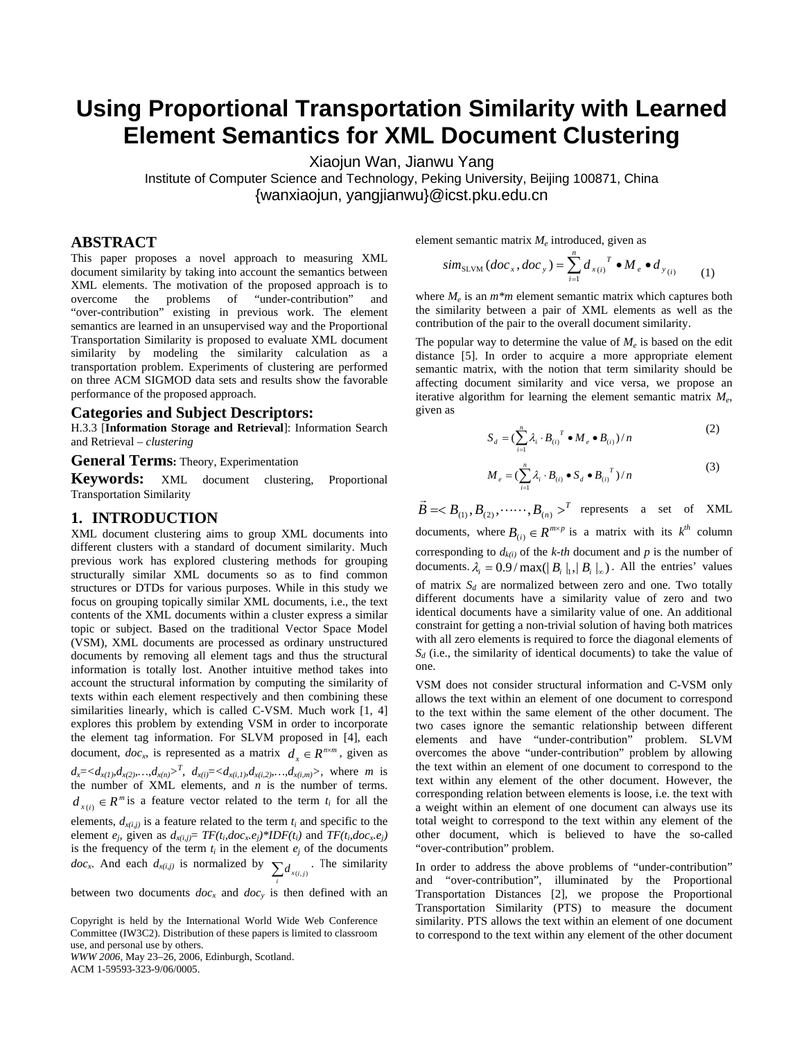# Using Proportional Transportation Similarity with Learned Element Semantics for XML Document Clustering

Xiaojun Wan, Jianwu Yang

Institute of Computer Science and Technology, Peking University, Beijing 100871, China

{wanxiaojun, yangjianwu}@icst.pku.edu.cn

## ABSTRACT

This paper proposes a novel approach to measuring XML document similarity by taking into account the semantics between XML elements. The motivation of the proposed approach is to overcome the problems of "under-contribution" and "over-contribution" existing in previous work. The element semantics are learned in an unsupervised way and the Proportional Transportation Similarity is proposed to evaluate XML document similarity by modeling the similarity calculation as a transportation problem. Experiments of clustering are performed on three ACM SIGMOD data sets and results show the favorable performance of the proposed approach.

## Categories and Subject Descriptors:

H.3.3 [**Information Storage and Retrieval**]: Information Search and Retrieval – *clustering*

## General Terms: Theory, Experimentation

## Keywords: XML document clustering, Proportional Transportation Similarity

## 1. INTRODUCTION

XML document clustering aims to group XML documents into different clusters with a standard of document similarity. Much previous work has explored clustering methods for grouping structurally similar XML documents so as to find common structures or DTDs for various purposes. While in this study we focus on grouping topically similar XML documents, i.e., the text contents of the XML documents within a cluster express a similar topic or subject. Based on the traditional Vector Space Model (VSM), XML documents are processed as ordinary unstructured documents by removing all element tags and thus the structural information is totally lost. Another intuitive method takes into account the structural information by computing the similarity of texts within each element respectively and then combining these similarities linearly, which is called C-VSM. Much work [1, 4] explores this problem by extending VSM in order to incorporate the element tag information. For SLVM proposed in [4], each document, $doc_x$, is represented as a matrix $d_x \in R^{n \times m}$, given as $d_x = <d_{x(1)}, d_{x(2)}, \ldots, d_{x(n)}>^T$, $d_{x(i)} = <d_{x(i,1)}, d_{x(i,2)}, \ldots, d_{x(i,m)}>$, where $m$ is the number of XML elements, and $n$ is the number of terms. $d_{x(i)} \in R^m$ is a feature vector related to the term $t_i$ for all the elements, $d_{x(i,j)}$ is a feature related to the term $t_i$ and specific to the element $e_j$, given as $d_{x(i,j)} = TF(t_i, doc_x.e_j)*IDF(t_i)$ and $TF(t_i, doc_x.e_j)$ is the frequency of the term $t_i$ in the element $e_j$ of the documents $doc_x$. And each $d_{x(i,j)}$ is normalized by $\sum_i d_{x(i,j)}$. The similarity between two documents $doc_x$ and $doc_y$ is then defined with an element semantic matrix $M_e$ introduced, given as

$$sim_{\text{SLVM}}(doc_x, doc_y) = \sum_{i=1}^{n} d_{x(i)}^{\ T} \bullet M_e \bullet d_{y(i)} \qquad (1)$$

where $M_e$ is an $m*m$ element semantic matrix which captures both the similarity between a pair of XML elements as well as the contribution of the pair to the overall document similarity.

The popular way to determine the value of $M_e$ is based on the edit distance [5]. In order to acquire a more appropriate element semantic matrix, with the notion that term similarity should be affecting document similarity and vice versa, we propose an iterative algorithm for learning the element semantic matrix $M_e$, given as

$$S_d = (\sum_{i=1}^{n} \lambda_i \cdot B_{(i)}^{\ T} \bullet M_e \bullet B_{(i)}) / n \qquad (2)$$

$$M_e = (\sum_{i=1}^{n} \lambda_i \cdot B_{(i)} \bullet S_d \bullet B_{(i)}^{\ T}) / n \qquad (3)$$

$\vec{B} = < B_{(1)}, B_{(2)}, \cdots\cdots, B_{(n)} >^T$ represents a set of XML documents, where $B_{(i)} \in R^{m \times p}$ is a matrix with its $k^{th}$ column corresponding to $d_{k(i)}$ of the *k-th* document and $p$ is the number of documents. $\lambda_i = 0.9 / \max(|B_i|_1, |B_i|_\infty)$. All the entries' values of matrix $S_d$ are normalized between zero and one. Two totally different documents have a similarity value of zero and two identical documents have a similarity value of one. An additional constraint for getting a non-trivial solution of having both matrices with all zero elements is required to force the diagonal elements of $S_d$ (i.e., the similarity of identical documents) to take the value of one.

VSM does not consider structural information and C-VSM only allows the text within an element of one document to correspond to the text within the same element of the other document. The two cases ignore the semantic relationship between different elements and have "under-contribution" problem. SLVM overcomes the above "under-contribution" problem by allowing the text within an element of one document to correspond to the text within any element of the other document. However, the corresponding relation between elements is loose, i.e. the text with a weight within an element of one document can always use its total weight to correspond to the text within any element of the other document, which is believed to have the so-called "over-contribution" problem.

In order to address the above problems of "under-contribution" and "over-contribution", illuminated by the Proportional Transportation Distances [2], we propose the Proportional Transportation Similarity (PTS) to measure the document similarity. PTS allows the text within an element of one document to correspond to the text within any element of the other document

Copyright is held by the International World Wide Web Conference Committee (IW3C2). Distribution of these papers is limited to classroom use, and personal use by others.

*WWW 2006*, May 23–26, 2006, Edinburgh, Scotland.

ACM 1-59593-323-9/06/0005.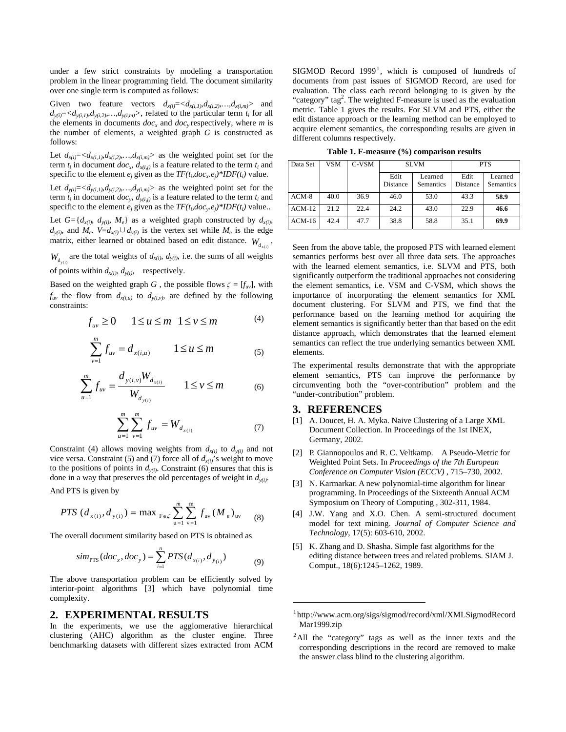under a few strict constraints by modeling a transportation problem in the linear programming field. The document similarity over one single term is computed as follows:

Given two feature vectors $d_{x(i)}=<d_{x(i,1)},d_{x(i,2)},\ldots,d_{x(i,m)}>$ and $d_{y(i)}=<d_{y(i,1)},d_{y(i,2)},\ldots,d_{y(i,m)}>$, related to the particular term $t_i$ for all the elements in documents $doc_x$ and $doc_y$ respectively, where $m$ is the number of elements, a weighted graph $G$ is constructed as follows:

Let $d_{x(i)}=<d_{x(i,1)},d_{x(i,2)},\ldots,d_{x(i,m)}>$ as the weighted point set for the term $t_i$ in document $doc_x$, $d_{x(i,j)}$ is a feature related to the term $t_i$ and specific to the element $e_j$ given as the $TF(t_i,doc_x.e_j)*IDF(t_i)$ value.

Let $d_{y(i)}=<d_{y(i,1)},d_{y(i,2)},\ldots,d_{y(i,m)}>$ as the weighted point set for the term $t_i$ in document $doc_y$, $d_{y(i,j)}$ is a feature related to the term $t_i$ and specific to the element $e_j$ given as the $TF(t_i,doc_y.e_j)*IDF(t_i)$ value..

Let $G=\{d_{x(i)}, d_{y(i)}, M_e\}$ as a weighted graph constructed by $d_{x(i)}$, $d_{y(i)}$, and $M_e$. $V=d_{x(i)}\cup d_{y(i)}$ is the vertex set while $M_e$ is the edge matrix, either learned or obtained based on edit distance. $W_{d_{x(i)}}$, $W_{d_{y(i)}}$ are the total weights of $d_{x(i)}$, $d_{y(i)}$, i.e. the sums of all weights of points within $d_{x(i)}$, $d_{y(i)}$, respectively.

Based on the weighted graph $G$ , the possible flows $\zeta = [f_{uv}]$, with $f_{uv}$ the flow from $d_{x(i,u)}$ to $d_{y(i,v)}$, are defined by the following constraints:

$$f_{uv} \geq 0 \quad 1 \leq u \leq m \;\; 1 \leq v \leq m \tag{4}$$

$$\sum_{v=1}^{m} f_{uv} = d_{x(i,u)} \qquad 1 \leq u \leq m \tag{5}$$

$$\sum_{u=1}^{m} f_{uv} = \frac{d_{y(i,v)} W_{d_{x(i)}}}{W_{d_{y(i)}}} \qquad 1 \leq v \leq m \tag{6}$$

$$\sum_{u=1}^{m} \sum_{v=1}^{m} f_{uv} = W_{d_{x(i)}} \tag{7}$$

Constraint (4) allows moving weights from $d_{x(i)}$ to $d_{y(i)}$ and not vice versa. Constraint (5) and (7) force all of $d_{x(i)}$'s weight to move to the positions of points in $d_{y(i)}$. Constraint (6) ensures that this is done in a way that preserves the old percentages of weight in $d_{y(i)}$.

And PTS is given by

$$PTS\,(d_{x(i)}, d_{y(i)}) = \max_{F \in \zeta} \sum_{u=1}^{m} \sum_{v=1}^{m} f_{uv}\,(M_e)_{uv} \tag{8}$$

The overall document similarity based on PTS is obtained as

$$sim_{PTS}(doc_x, doc_y) = \sum_{i=1}^{n} PTS(d_{x(i)}, d_{y(i)}) \tag{9}$$

The above transportation problem can be efficiently solved by interior-point algorithms [3] which have polynomial time complexity.

## 2. EXPERIMENTAL RESULTS

In the experiments, we use the agglomerative hierarchical clustering (AHC) algorithm as the cluster engine. Three benchmarking datasets with different sizes extracted from ACM SIGMOD Record 1999[1], which is composed of hundreds of documents from past issues of SIGMOD Record, are used for evaluation. The class each record belonging to is given by the "category" tag[2]. The weighted F-measure is used as the evaluation metric. Table 1 gives the results. For SLVM and PTS, either the edit distance approach or the learning method can be employed to acquire element semantics, the corresponding results are given in different columns respectively.

**Table 1. F-measure (%) comparison results**

| Data Set | VSM | C-VSM | SLVM | | PTS | |
|---|---|---|---|---|---|---|
| | | | Edit Distance | Learned Semantics | Edit Distance | Learned Semantics |
| ACM-8 | 40.0 | 36.9 | 46.0 | 53.0 | 43.3 | **58.9** |
| ACM-12 | 21.2 | 22.4 | 24.2 | 43.0 | 22.9 | **46.6** |
| ACM-16 | 42.4 | 47.7 | 38.8 | 58.8 | 35.1 | **69.9** |

Seen from the above table, the proposed PTS with learned element semantics performs best over all three data sets. The approaches with the learned element semantics, i.e. SLVM and PTS, both significantly outperform the traditional approaches not considering the element semantics, i.e. VSM and C-VSM, which shows the importance of incorporating the element semantics for XML document clustering. For SLVM and PTS, we find that the performance based on the learning method for acquiring the element semantics is significantly better than that based on the edit distance approach, which demonstrates that the learned element semantics can reflect the true underlying semantics between XML elements.

The experimental results demonstrate that with the appropriate element semantics, PTS can improve the performance by circumventing both the "over-contribution" problem and the "under-contribution" problem.

## 3. REFERENCES

[1] A. Doucet, H. A. Myka. Naive Clustering of a Large XML Document Collection. In Proceedings of the 1st INEX, Germany, 2002.

[2] P. Giannopoulos and R. C. Veltkamp. A Pseudo-Metric for Weighted Point Sets. In *Proceedings of the 7th European Conference on Computer Vision (ECCV)* , 715–730, 2002.

[3] N. Karmarkar. A new polynomial-time algorithm for linear programming. In Proceedings of the Sixteenth Annual ACM Symposium on Theory of Computing , 302-311, 1984.

[4] J.W. Yang and X.O. Chen. A semi-structured document model for text mining. *Journal of Computer Science and Technology*, 17(5): 603-610, 2002.

[5] K. Zhang and D. Shasha. Simple fast algorithms for the editing distance between trees and related problems. SIAM J. Comput., 18(6):1245–1262, 1989.

---

[1] http://www.acm.org/sigs/sigmod/record/xml/XMLSigmodRecordMar1999.zip

[2] All the "category" tags as well as the inner texts and the corresponding descriptions in the record are removed to make the answer class blind to the clustering algorithm.